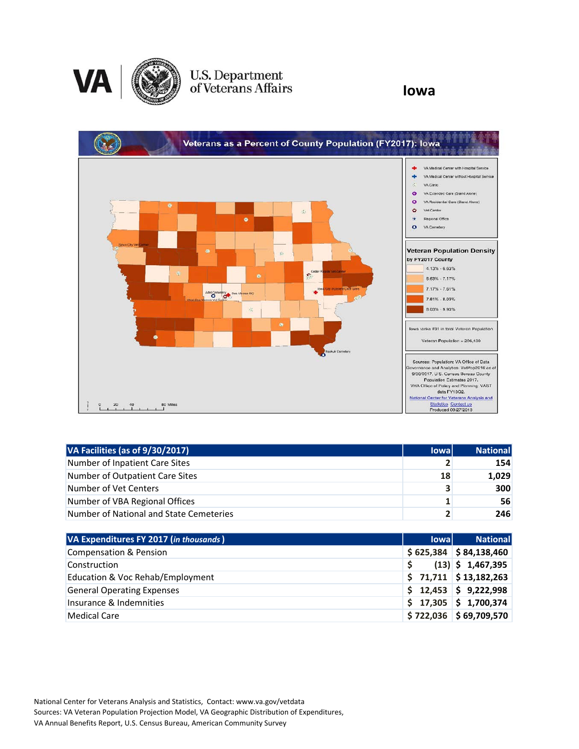# Iowa

U.S. Department of Veterans Affairs

## Veterans as a Percent of County Population (FY2017): Iowa

Legend:
- VA Medical Center with Hospital Service
- VA Medical Center without Hospital Service
- VA Clinic
- VA Extended Care (Stand Alone)
- VA Residential Care (Stand Alone)
- Vet Center
- Regional Office
- VA Cemetery

**Veteran Population Density by FY2017 County**
- 4.13% - 6.63%
- 6.63% - 7.17%
- 7.17% - 7.61%
- 7.61% - 8.03%
- 8.03% - 9.93%

Iowa ranks #31 in total Veteran Population

Veteran Population = 206,130

Sources: Population: VA Office of Data Governance and Analytics: VetPop2016 as of 9/30/2017, U.S. Census Bureau County Population Estimates 2017. VHA Office of Policy and Planning: VAST data FY18Q2. National Center for Veterans Analysis and Statistics. Contact us. Produced 09/27/2018

Map labels: Sioux City Vet Center, Cedar Rapids Vet Center, Iowa City Inpatient Care Sites, Adel Cemetery, Des Moines RO, West Des Moines Vet Center, Keokuk Cemetery

0 20 40 80 Miles

| VA Facilities (as of 9/30/2017) | Iowa | National |
|---|---|---|
| Number of Inpatient Care Sites | 2 | 154 |
| Number of Outpatient Care Sites | 18 | 1,029 |
| Number of Vet Centers | 3 | 300 |
| Number of VBA Regional Offices | 1 | 56 |
| Number of National and State Cemeteries | 2 | 246 |

| VA Expenditures FY 2017 (*in thousands*) | Iowa | National |
|---|---|---|
| Compensation & Pension | $ 625,384 | $ 84,138,460 |
| Construction | $ (13) | $ 1,467,395 |
| Education & Voc Rehab/Employment | $ 71,711 | $ 13,182,263 |
| General Operating Expenses | $ 12,453 | $ 9,222,998 |
| Insurance & Indemnities | $ 17,305 | $ 1,700,374 |
| Medical Care | $ 722,036 | $ 69,709,570 |

National Center for Veterans Analysis and Statistics, Contact: www.va.gov/vetdata
Sources: VA Veteran Population Projection Model, VA Geographic Distribution of Expenditures, VA Annual Benefits Report, U.S. Census Bureau, American Community Survey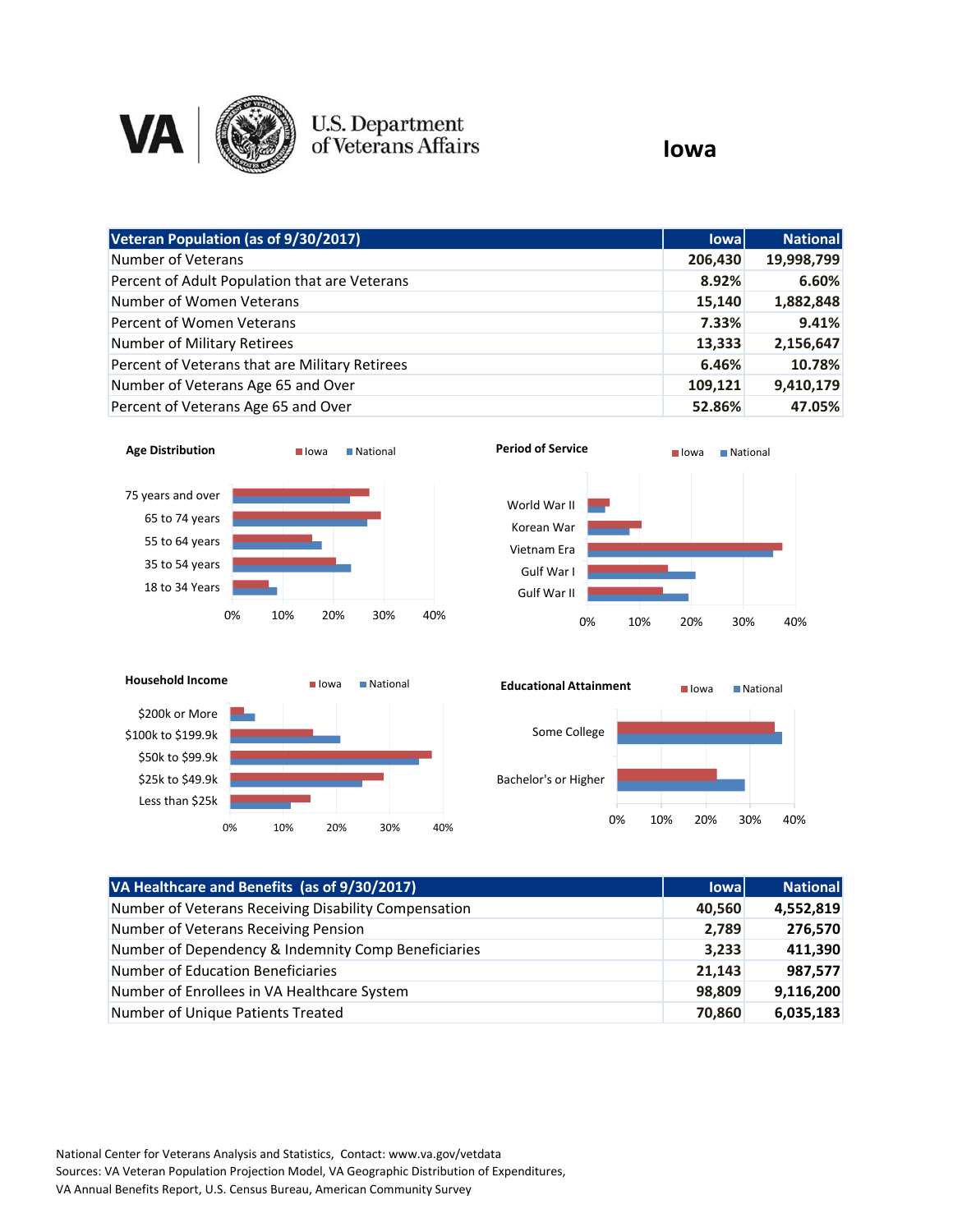# Iowa

| Veteran Population (as of 9/30/2017) | Iowa | National |
|---|---|---|
| Number of Veterans | 206,430 | 19,998,799 |
| Percent of Adult Population that are Veterans | 8.92% | 6.60% |
| Number of Women Veterans | 15,140 | 1,882,848 |
| Percent of Women Veterans | 7.33% | 9.41% |
| Number of Military Retirees | 13,333 | 2,156,647 |
| Percent of Veterans that are Military Retirees | 6.46% | 10.78% |
| Number of Veterans Age 65 and Over | 109,121 | 9,410,179 |
| Percent of Veterans Age 65 and Over | 52.86% | 47.05% |

**Age Distribution**

Iowa / National

75 years and over; 65 to 74 years; 55 to 64 years; 35 to 54 years; 18 to 34 Years

0% 10% 20% 30% 40%

**Period of Service**

Iowa / National

World War II; Korean War; Vietnam Era; Gulf War I; Gulf War II

0% 10% 20% 30% 40%

**Household Income**

Iowa / National

$200k or More; $100k to $199.9k; $50k to $99.9k; $25k to $49.9k; Less than $25k

0% 10% 20% 30% 40%

**Educational Attainment**

Iowa / National

Some College; Bachelor's or Higher

0% 10% 20% 30% 40%

| VA Healthcare and Benefits (as of 9/30/2017) | Iowa | National |
|---|---|---|
| Number of Veterans Receiving Disability Compensation | 40,560 | 4,552,819 |
| Number of Veterans Receiving Pension | 2,789 | 276,570 |
| Number of Dependency & Indemnity Comp Beneficiaries | 3,233 | 411,390 |
| Number of Education Beneficiaries | 21,143 | 987,577 |
| Number of Enrollees in VA Healthcare System | 98,809 | 9,116,200 |
| Number of Unique Patients Treated | 70,860 | 6,035,183 |

National Center for Veterans Analysis and Statistics, Contact: www.va.gov/vetdata
Sources: VA Veteran Population Projection Model, VA Geographic Distribution of Expenditures, VA Annual Benefits Report, U.S. Census Bureau, American Community Survey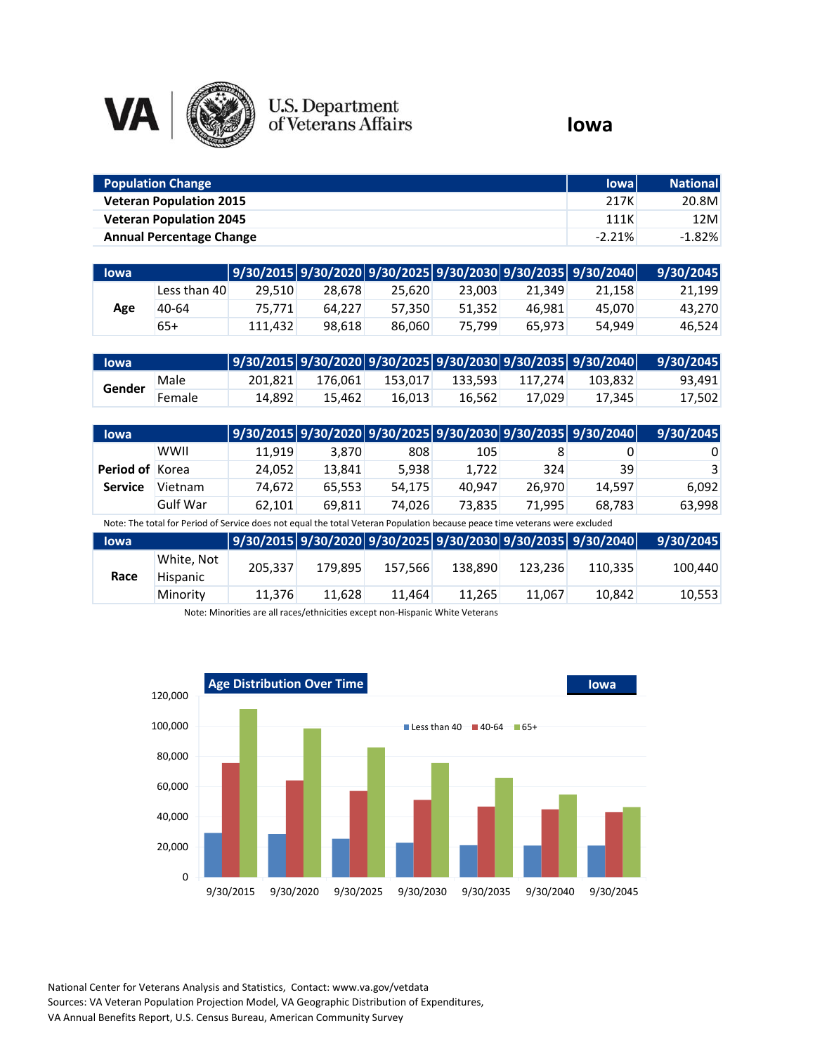# Iowa

U.S. Department of Veterans Affairs

| Population Change | Iowa | National |
|---|---|---|
| **Veteran Population 2015** | 217K | 20.8M |
| **Veteran Population 2045** | 111K | 12M |
| **Annual Percentage Change** | -2.21% | -1.82% |

| Iowa | | 9/30/2015 | 9/30/2020 | 9/30/2025 | 9/30/2030 | 9/30/2035 | 9/30/2040 | 9/30/2045 |
|---|---|---|---|---|---|---|---|---|
| **Age** | Less than 40 | 29,510 | 28,678 | 25,620 | 23,003 | 21,349 | 21,158 | 21,199 |
| | 40-64 | 75,771 | 64,227 | 57,350 | 51,352 | 46,981 | 45,070 | 43,270 |
| | 65+ | 111,432 | 98,618 | 86,060 | 75,799 | 65,973 | 54,949 | 46,524 |

| Iowa | | 9/30/2015 | 9/30/2020 | 9/30/2025 | 9/30/2030 | 9/30/2035 | 9/30/2040 | 9/30/2045 |
|---|---|---|---|---|---|---|---|---|
| **Gender** | Male | 201,821 | 176,061 | 153,017 | 133,593 | 117,274 | 103,832 | 93,491 |
| | Female | 14,892 | 15,462 | 16,013 | 16,562 | 17,029 | 17,345 | 17,502 |

| Iowa | | 9/30/2015 | 9/30/2020 | 9/30/2025 | 9/30/2030 | 9/30/2035 | 9/30/2040 | 9/30/2045 |
|---|---|---|---|---|---|---|---|---|
| **Period of Service** | WWII | 11,919 | 3,870 | 808 | 105 | 8 | 0 | 0 |
| | Korea | 24,052 | 13,841 | 5,938 | 1,722 | 324 | 39 | 3 |
| | Vietnam | 74,672 | 65,553 | 54,175 | 40,947 | 26,970 | 14,597 | 6,092 |
| | Gulf War | 62,101 | 69,811 | 74,026 | 73,835 | 71,995 | 68,783 | 63,998 |

Note: The total for Period of Service does not equal the total Veteran Population because peace time veterans were excluded

| Iowa | | 9/30/2015 | 9/30/2020 | 9/30/2025 | 9/30/2030 | 9/30/2035 | 9/30/2040 | 9/30/2045 |
|---|---|---|---|---|---|---|---|---|
| **Race** | White, Not Hispanic | 205,337 | 179,895 | 157,566 | 138,890 | 123,236 | 110,335 | 100,440 |
| | Minority | 11,376 | 11,628 | 11,464 | 11,265 | 11,067 | 10,842 | 10,553 |

Note: Minorities are all races/ethnicities except non-Hispanic White Veterans

Age Distribution Over Time

Iowa

Less than 40
40-64
65+

120,000
100,000
80,000
60,000
40,000
20,000
0

9/30/2015
9/30/2020
9/30/2025
9/30/2030
9/30/2035
9/30/2040
9/30/2045

National Center for Veterans Analysis and Statistics, Contact: www.va.gov/vetdata
Sources: VA Veteran Population Projection Model, VA Geographic Distribution of Expenditures, VA Annual Benefits Report, U.S. Census Bureau, American Community Survey